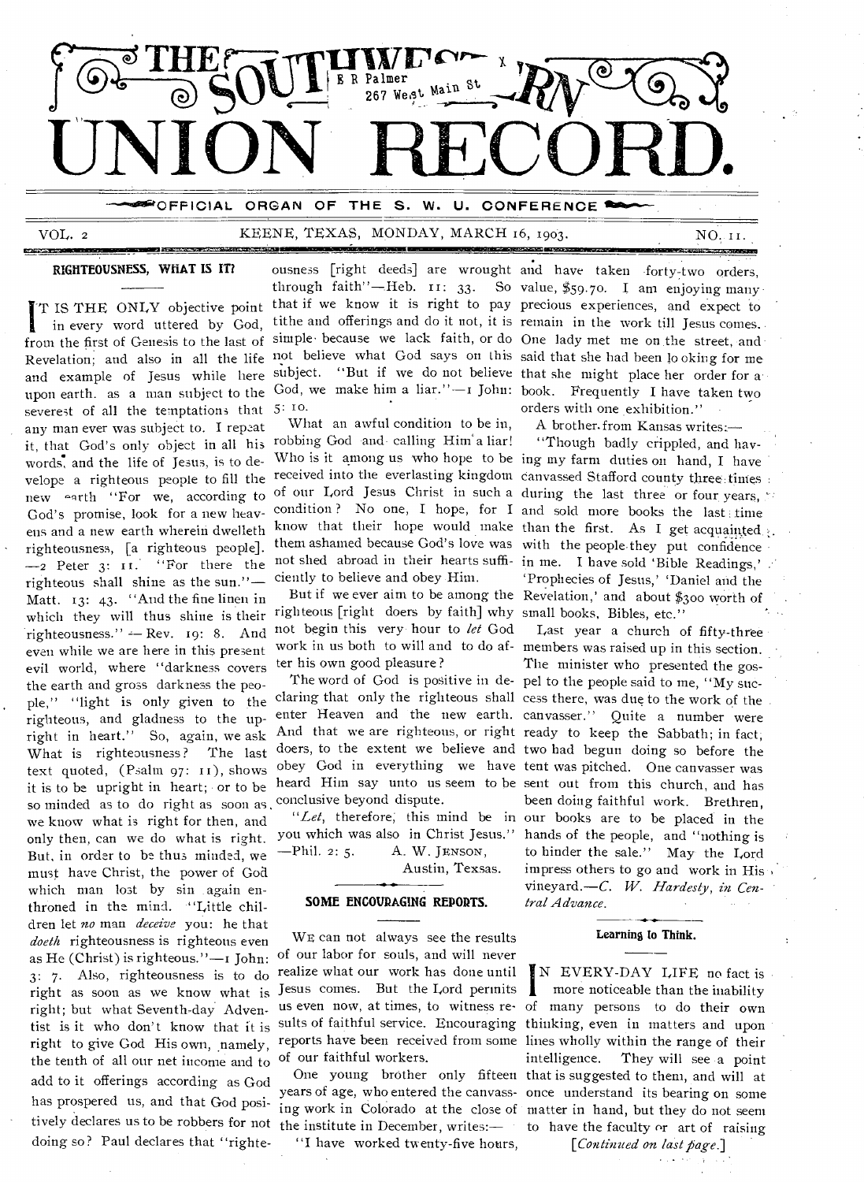# THE SOUTHWESTERN UNION RECORD.

OFFICIAL ORGAN OF THE S. W. U. CONFERENCE

VOL. 2 KEENE, TEXAS, MONDAY, MARCH 16, 1903. NO. 11.

## RIGHTEOUSNESS, WHAT IS IT?

IT IS THE ONLY objective point in every word uttered by God, from the first of Genesis to the last of Revelation; and also in all the life and example of Jesus while here upon earth. as a man subject to the severest of all the temptations that any man ever was subject to. I repeat it, that God's only object in all his words, and the life of Jesus, is to develope a righteous people to fill the new earth "For we, according to God's promise, look for a new heavens and a new earth wherein dwelleth righteousness, [a righteous people]. —2 Peter 3: 11. "For there the righteous shall shine as the sun."—Matt. 13: 43. "And the fine linen in which they will thus shine is their righteousness." — Rev. 19: 8. And even while we are here in this present evil world, where "darkness covers the earth and gross darkness the people," "light is only given to the righteous, and gladness to the upright in heart." So, again, we ask What is righteousness? The last text quoted, (Psalm 97: 11), shows it is to be upright in heart; or to be so minded as to do right as soon as we know what is right for then, and only then, can we do what is right. But, in order to be thus minded, we must have Christ, the power of God which man lost by sin again enthroned in the mind. "Little children let *no* man *deceive* you: he that *doeth* righteousness is righteous even as He (Christ) is righteous."—1 John: 3: 7. Also, righteousness is to do right as soon as we know what is right; but what Seventh-day Adventist is it who don't know that it is right to give God His own, namely, the tenth of all our net income and to add to it offerings according as God has prospered us, and that God positively declares us to be robbers for not doing so? Paul declares that "righteousness [right deeds] are wrought through faith"—Heb. 11: 33. So that if we know it is right to pay tithe and offerings and do it not, it is simple because we lack faith, or do not believe what God says on this subject. "But if we do not believe God, we make him a liar."—1 John: 5: 10.

What an awful condition to be in, robbing God and calling Him a liar! Who is it among us who hope to be received into the everlasting kingdom of our Lord Jesus Christ in such a condition? No one, I hope, for I know that their hope would make them ashamed because God's love was not shed abroad in their hearts sufficiently to believe and obey Him.

But if we ever aim to be among the righteous [right doers by faith] why not begin this very hour to *let* God work in us both to will and to do after his own good pleasure?

The word of God is positive in declaring that only the righteous shall enter Heaven and the new earth. And that we are righteous, or right doers, to the extent we believe and obey God in everything we have heard Him say unto us seem to be conclusive beyond dispute.

"*Let*, therefore, this mind be in you which was also in Christ Jesus." —Phil. 2: 5.

A. W. JENSON,
Austin, Texas.

## SOME ENCOURAGING REPORTS.

WE can not always see the results of our labor for souls, and will never realize what our work has done until Jesus comes. But the Lord permits us even now, at times, to witness results of faithful service. Encouraging reports have been received from some of our faithful workers.

One young brother only fifteen years of age, who entered the canvassing work in Colorado at the close of the institute in December, writes:—

"I have worked twenty-five hours, and have taken forty-two orders, value, $59.70. I am enjoying many precious experiences, and expect to remain in the work till Jesus comes. One lady met me on the street, and said that she had been looking for me that she might place her order for a book. Frequently I have taken two orders with one exhibition."

A brother from Kansas writes:—

"Though badly crippled, and having my farm duties on hand, I have canvassed Stafford county three times during the last three or four years, and sold more books the last time than the first. As I get acquainted with the people they put confidence in me. I have sold 'Bible Readings,' 'Prophecies of Jesus,' 'Daniel and the Revelation,' and about $300 worth of small books, Bibles, etc."

Last year a church of fifty-three members was raised up in this section. The minister who presented the gospel to the people said to me, "My success there, was due to the work of the canvasser." Quite a number were ready to keep the Sabbath; in fact, two had begun doing so before the tent was pitched. One canvasser was sent out from this church, and has been doing faithful work. Brethren, our books are to be placed in the hands of the people, and "nothing is to hinder the sale." May the Lord impress others to go and work in His vineyard.—*C. W. Hardesty, in Central Advance.*

## Learning to Think.

IN EVERY-DAY LIFE no fact is more noticeable than the inability of many persons to do their own thinking, even in matters and upon lines wholly within the range of their intelligence. They will see a point that is suggested to them, and will at once understand its bearing on some matter in hand, but they do not seem to have the faculty or art of raising

[*Continued on last page.*]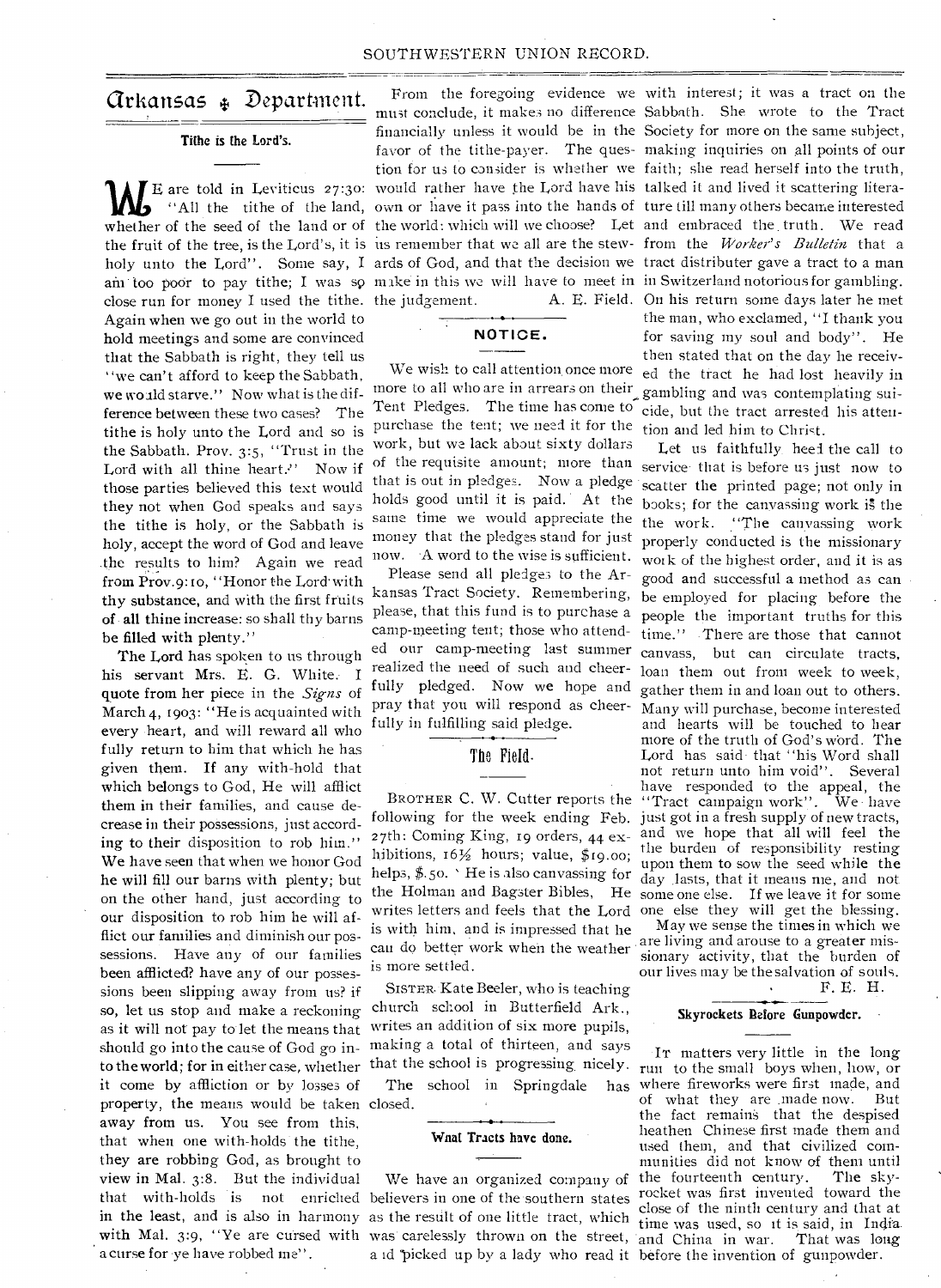# Arkansas Department.

## Tithe is the Lord's.

We are told in Leviticus 27:30: "All the tithe of the land, whether of the seed of the land or of the fruit of the tree, is the Lord's, it is holy unto the Lord". Some say, I am too poor to pay tithe; I was so close run for money I used the tithe. Again when we go out in the world to hold meetings and some are convinced that the Sabbath is right, they tell us "we can't afford to keep the Sabbath, we would starve." Now what is the difference between these two cases? The tithe is holy unto the Lord and so is the Sabbath. Prov. 3:5, "Trust in the Lord with all thine heart." Now if those parties believed this text would they not when God speaks and says the tithe is holy, or the Sabbath is holy, accept the word of God and leave the results to him? Again we read from Prov. 9:10, "Honor the Lord with thy substance, and with the first fruits of all thine increase: so shall thy barns be filled with plenty."

The Lord has spoken to us through his servant Mrs. E. G. White. I quote from her piece in the *Signs* of March 4, 1903: "He is acquainted with every heart, and will reward all who fully return to him that which he has given them. If any with-hold that which belongs to God, He will afflict them in their families, and cause decrease in their possessions, just according to their disposition to rob him." We have seen that when we honor God he will fill our barns with plenty; but on the other hand, just according to our disposition to rob him he will afflict our families and diminish our possessions. Have any of our families been afflicted? have any of our possessions been slipping away from us? if so, let us stop and make a reckoning as it will not pay to let the means that should go into the cause of God go into the world; for in either case, whether it come by affliction or by losses of property, the means would be taken away from us. You see from this, that when one with-holds the tithe, they are robbing God, as brought to view in Mal. 3:8. But the individual that with-holds is not enriched in the least, and is also in harmony with Mal. 3:9, "Ye are cursed with a curse for ye have robbed me".

From the foregoing evidence we must conclude, it makes no difference financially unless it would be in the favor of the tithe-payer. The question for us to consider is whether we would rather have the Lord have his own or have it pass into the hands of the world: which will we choose? Let us remember that we all are the stewards of God, and that the decision we make in this we will have to meet in the judgement.

A. E. Field.

## NOTICE.

We wish to call attention once more more to all who are in arrears on their Tent Pledges. The time has come to purchase the tent; we need it for the work, but we lack about sixty dollars of the requisite amount; more than that is out in pledges. Now a pledge holds good until it is paid. At the same time we would appreciate the money that the pledges stand for just now. A word to the wise is sufficient.

Please send all pledges to the Arkansas Tract Society. Remembering, please, that this fund is to purchase a camp-meeting tent; those who attended our camp-meeting last summer realized the need of such and cheerfully pledged. Now we hope and pray that you will respond as cheerfully in fulfilling said pledge.

## The Field.

Brother C. W. Cutter reports the following for the week ending Feb. 27th: Coming King, 19 orders, 44 exhibitions, 16½ hours; value, $19.00; helps, $.50. He is also canvassing for the Holman and Bagster Bibles. He writes letters and feels that the Lord is with him, and is impressed that he can do better work when the weather is more settled.

Sister Kate Beeler, who is teaching church school in Butterfield Ark., writes an addition of six more pupils, making a total of thirteen, and says that the school is progressing nicely.

The school in Springdale has closed.

## What Tracts have done.

We have an organized company of believers in one of the southern states as the result of one little tract, which was carelessly thrown on the street, and picked up by a lady who read it with interest; it was a tract on the Sabbath. She wrote to the Tract Society for more on the same subject, making inquiries on all points of our faith; she read herself into the truth, talked it and lived it scattering literature till many others became interested and embraced the truth. We read from the *Worker's Bulletin* that a tract distributer gave a tract to a man in Switzerland notorious for gambling. On his return some days later he met the man, who exclaimed, "I thank you for saving my soul and body". He then stated that on the day he received the tract he had lost heavily in gambling and was contemplating suicide, but the tract arrested his attention and led him to Christ.

Let us faithfully heed the call to service that is before us just now to scatter the printed page; not only in books; for the canvassing work is the the work. "The canvassing work properly conducted is the missionary work of the highest order, and it is as good and successful a method as can be employed for placing before the people the important truths for this time." There are those that cannot canvass, but can circulate tracts, loan them out from week to week, gather them in and loan out to others. Many will purchase, become interested and hearts will be touched to hear more of the truth of God's word. The Lord has said that "his Word shall not return unto him void". Several have responded to the appeal, the "Tract campaign work". We have just got in a fresh supply of new tracts, and we hope that all will feel the the burden of responsibility resting upon them to sow the seed while the day lasts, that it means me, and not some one else. If we leave it for some one else they will get the blessing.

May we sense the times in which we are living and arouse to a greater missionary activity, that the burden of our lives may be the salvation of souls.

F. E. H.

## Skyrockets Before Gunpowder.

It matters very little in the long run to the small boys when, how, or where fireworks were first made, and of what they are made now. But the fact remains that the despised heathen Chinese first made them and used them, and that civilized communities did not know of them until the fourteenth century. The skyrocket was first invented toward the close of the ninth century and that at time was used, so it is said, in India and China in war. That was long before the invention of gunpowder.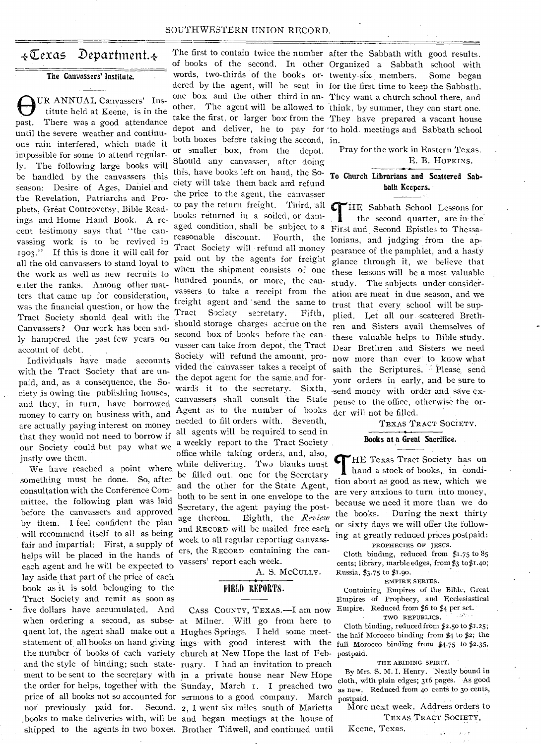# Texas Department.

## The Canvassers' Institute.

OUR ANNUAL Canvassers' Institute held at Keene, is in the past. There was a good attendance until the severe weather and continuous rain interfered, which made it impossible for some to attend regularly. The following large books will be handled by the canvassers this season: Desire of Ages, Daniel and the Revelation, Patriarchs and Prophets, Great Controversy, Bible Readings and Home Hand Book. A recent testimony says that "the canvassing work is to be revived in 1903." If this is done it will call for all the old canvassers to stand loyal to the work as well as new recruits to enter the ranks. Among other matters that came up for consideration, was the financial question, or how the Tract Society should deal with the Canvassers? Our work has been sadly hampered the past few years on account of debt.

Individuals have made accounts with the Tract Society that are unpaid, and, as a consequence, the Society is owing the publishing houses, and they, in turn, have borrowed money to carry on business with, and are actually paying interest on money that they would not need to borrow if our Society could but pay what we justly owe them.

We have reached a point where something must be done. So, after consultation with the Conference Committee, the following plan was laid before the canvassers and approved by them. I feel confident the plan will recommend itself to all as being fair and impartial: First, a supply of helps will be placed in the hands of each agent and he will be expected to lay aside that part of the price of each book as it is sold belonging to the Tract Society and remit as soon as five dollars have accumulated. And when ordering a second, as subsequent lot, the agent shall make out a statement of all books on hand giving the number of books of each variety and the style of binding; such statement to be sent to the secretary with the order for helps, together with the price of all books not so accounted for nor previously paid for. Second, books to make deliveries with, will be shipped to the agents in two boxes. The first to contain twice the number of books of the second. In other words, two-thirds of the books ordered by the agent, will be sent in one box and the other third in another. The agent will be allowed to take the first, or larger box from the depot and deliver, he to pay for both boxes before taking the second, or smaller box, from the depot. Should any canvasser, after doing this, have books left on hand, the Society will take them back and refund the price to the agent, the canvasser to pay the return freight. Third, all books returned in a soiled, or damaged condition, shall be subject to a reasonable discount. Fourth, the Tract Society will refund all money paid out by the agents for freight when the shipment consists of one hundred pounds, or more, the canvassers to take a receipt from the freight agent and send the same to Tract Society secretary. Fifth, should storage charges accrue on the second box of books before the canvasser can take from depot, the Tract Society will refund the amount, provided the canvasser takes a receipt of the depot agent for the same and forwards it to the secretary. Sixth, canvassers shall consult the State Agent as to the number of books needed to fill orders with. Seventh, all agents will be required to send in a weekly report to the Tract Society office while taking orders, and, also, while delivering. Two blanks must be filled out, one for the Secretary and the other for the State Agent, both to be sent in one envelope to the Secretary, the agent paying the postage thereon. Eighth, the *Review* and RECORD will be mailed free each week to all regular reporting canvassers, the RECORD containing the canvassers' report each week.

A. S. McCULLY.

## FIELD REPORTS.

CASS COUNTY, TEXAS.—I am now at Milner. Will go from here to Hughes Springs. I held some meetings with good interest with the church at New Hope the last of February. I had an invitation to preach in a private house near New Hope Sunday, March 1. I preached two sermons to a good company. March 2, I went six miles south of Marietta and began meetings at the house of Brother Tidwell, and continued until after the Sabbath with good results. Organized a Sabbath school with twenty-six members. Some began for the first time to keep the Sabbath. They want a church school there, and think, by summer, they can start one. They have prepared a vacant house to hold meetings and Sabbath school in.

Pray for the work in Eastern Texas.

E. B. HOPKINS.

## To Church Librarians and Scattered Sabbath Keepers.

THE Sabbath School Lessons for the second quarter, are in the First and Second Epistles to Thessalonians, and judging from the appearance of the pamphlet, and a hasty glance through it, we believe that these lessons will be a most valuable study. The subjects under consideration are meat in due season, and we trust that every school will be supplied. Let all our scattered Brethren and Sisters avail themselves of these valuable helps to Bible study. Dear Brethren and Sisters we need now more than ever to know what saith the Scriptures. Please send your orders in early, and be sure to send money with order and save expense to the office, otherwise the order will not be filled.

TEXAS TRACT SOCIETY.

## Books at a Great Sacrifice.

THE Texas Tract Society has on hand a stock of books, in condition about as good as new, which we are very anxious to turn into money, because we need it more than we do the books. During the next thirty or sixty days we will offer the following at greatly reduced prices postpaid:

PROPHECIES OF JESUS.

Cloth binding, reduced from $1.75 to 85 cents; library, marble edges, from $3 to $1.40; Russia, $3.75 to $1.90.

EMPIRE SERIES.

Containing Empires of the Bible, Great Empires of Prophecy, and Ecclesiastical Empire. Reduced from $6 to $4 per set.

TWO REPUBLICS.

Cloth binding, reduced from $2.50 to $1.25; the half Morocco binding from $4 to $2; the full Morocco binding from $4.75 to $2.35, postpaid.

THE ABIDING SPIRIT.

By Mrs. S. M. I. Henry. Neatly bound in cloth, with plain edges; 316 pages. As good as new. Reduced from 40 cents to 30 cents, postpaid.

More next week. Address orders to

TEXAS TRACT SOCIETY,
Keene, Texas.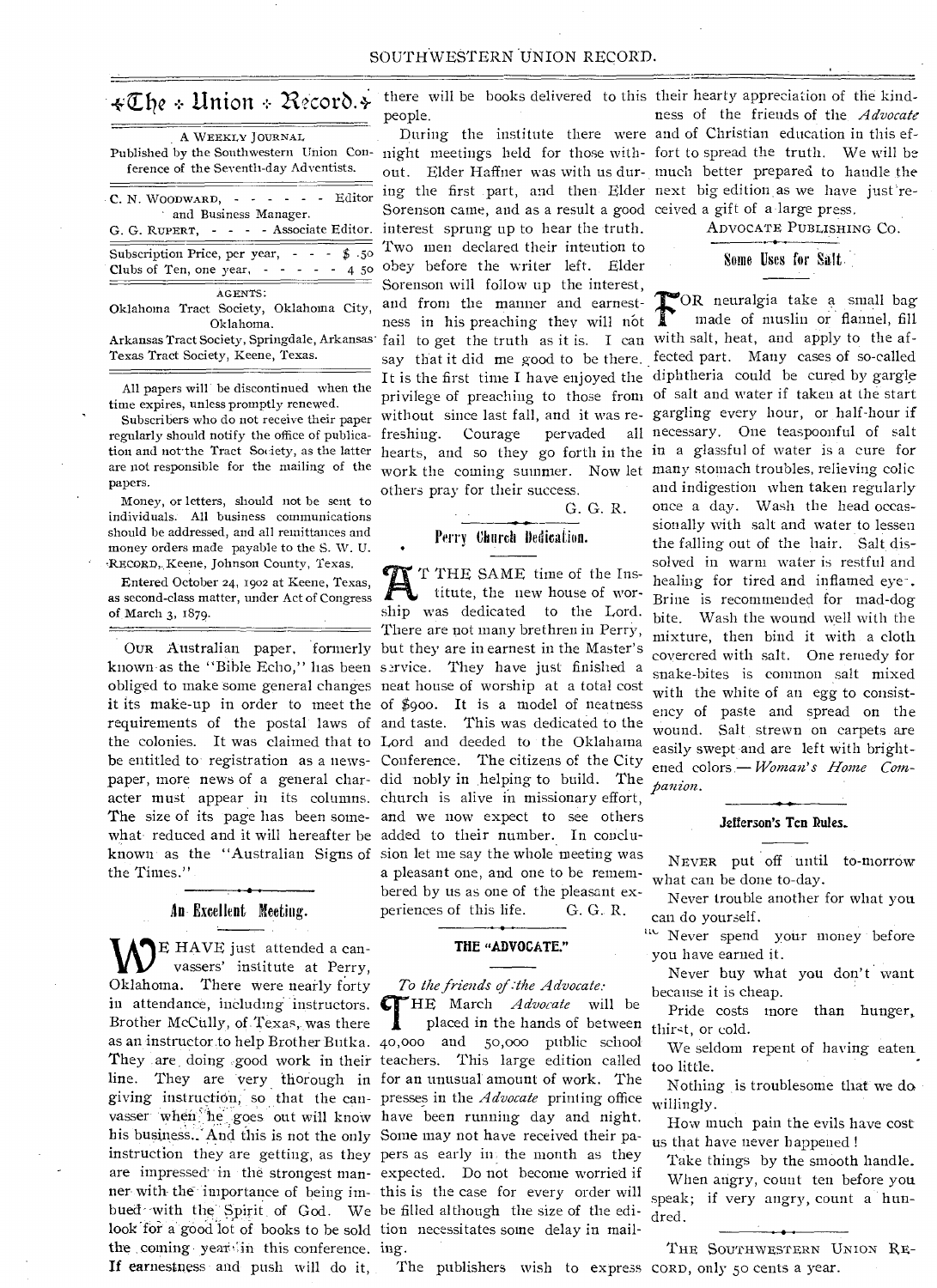# The Union Record.

A WEEKLY JOURNAL

Published by the Southwestern Union Conference of the Seventh-day Adventists.

C. N. WOODWARD, - - - - - - Editor and Business Manager.

G. G. RUPERT, - - - - Associate Editor.

Subscription Price, per year, - - - $ .50
Clubs of Ten, one year, - - - - - 4 50

AGENTS:

Oklahoma Tract Society, Oklahoma City, Oklahoma.

Arkansas Tract Society, Springdale, Arkansas.

Texas Tract Society, Keene, Texas.

All papers will be discontinued when the time expires, unless promptly renewed.

Subscribers who do not receive their paper regularly should notify the office of publication and not the Tract Society, as the latter are not responsible for the mailing of the papers.

Money, or letters, should not be sent to individuals. All business communications should be addressed, and all remittances and money orders made payable to the S. W. U. RECORD, Keene, Johnson County, Texas.

Entered October 24, 1902 at Keene, Texas, as second-class matter, under Act of Congress of March 3, 1879.

OUR Australian paper, formerly known as the "Bible Echo," has been obliged to make some general changes it its make-up in order to meet the requirements of the postal laws of the colonies. It was claimed that to be entitled to registration as a newspaper, more news of a general character must appear in its columns. The size of its page has been somewhat reduced and it will hereafter be known as the "Australian Signs of the Times."

## An Excellent Meeting.

WE HAVE just attended a canvassers' institute at Perry, Oklahoma. There were nearly forty in attendance, including instructors. Brother McCully, of Texas, was there as an instructor to help Brother Butka. They are doing good work in their line. They are very thorough in giving instruction, so that the canvasser when he goes out will know his business. And this is not the only instruction they are getting, as they are impressed in the strongest manner with the importance of being imbued with the Spirit of God. We look for a good lot of books to be sold the coming year in this conference. If earnestness and push will do it, there will be books delivered to this people.

During the institute there were night meetings held for those without. Elder Haffner was with us during the first part, and then Elder Sorenson came, and as a result a good interest sprung up to hear the truth. Two men declared their intention to obey before the writer left. Elder Sorenson will follow up the interest, and from the manner and earnestness in his preaching they will not fail to get the truth as it is. I can say that it did me good to be there. It is the first time I have enjoyed the privilege of preaching to those from without since last fall, and it was refreshing. Courage pervaded all hearts, and so they go forth in the work the coming summer. Now let others pray for their success.

G. G. R.

## Perry Church Dedication.

AT THE SAME time of the Institute, the new house of worship was dedicated to the Lord. There are not many brethren in Perry, but they are in earnest in the Master's service. They have just finished a neat house of worship at a total cost of $900. It is a model of neatness and taste. This was dedicated to the Lord and deeded to the Oklahama Conference. The citizens of the City did nobly in helping to build. The church is alive in missionary effort, and we now expect to see others added to their number. In conclusion let me say the whole meeting was a pleasant one, and one to be remembered by us as one of the pleasant experiences of this life. G. G. R.

## THE "ADVOCATE."

*To the friends of the Advocate:*

THE March *Advocate* will be placed in the hands of between 40,000 and 50,000 public school teachers. This large edition called for an unusual amount of work. The presses in the *Advocate* printing office have been running day and night. Some may not have received their papers as early in the month as they expected. Do not become worried if this is the case for every order will be filled although the size of the edition necessitates some delay in mailing.

The publishers wish to express their hearty appreciation of the kindness of the friends of the *Advocate* and of Christian education in this effort to spread the truth. We will be much better prepared to handle the next big edition as we have just received a gift of a large press.

ADVOCATE PUBLISHING CO.

## Some Uses for Salt.

FOR neuralgia take a small bag made of muslin or flannel, fill with salt, heat, and apply to the affected part. Many cases of so-called diphtheria could be cured by gargle of salt and water if taken at the start gargling every hour, or half-hour if necessary. One teaspoonful of salt in a glassful of water is a cure for many stomach troubles, relieving colic and indigestion when taken regularly once a day. Wash the head occassionally with salt and water to lessen the falling out of the hair. Salt dissolved in warm water is restful and healing for tired and inflamed eye. Brine is recommended for mad-dog bite. Wash the wound well with the mixture, then bind it with a cloth covercred with salt. One remedy for snake-bites is common salt mixed with the white of an egg to consistency of paste and spread on the wound. Salt strewn on carpets are easily swept and are left with brightened colors.—*Woman's Home Companion.*

## Jefferson's Ten Rules.

NEVER put off until to-morrow what can be done to-day.

Never trouble another for what you can do yourself.

Never spend your money before you have earned it.

Never buy what you don't want because it is cheap.

Pride costs more than hunger, thirst, or cold.

We seldom repent of having eaten too little.

Nothing is troublesome that we do willingly.

How much pain the evils have cost us that have never happened!

Take things by the smooth handle.

When angry, count ten before you speak; if very angry, count a hundred.

THE SOUTHWESTERN UNION RECORD, only 50 cents a year.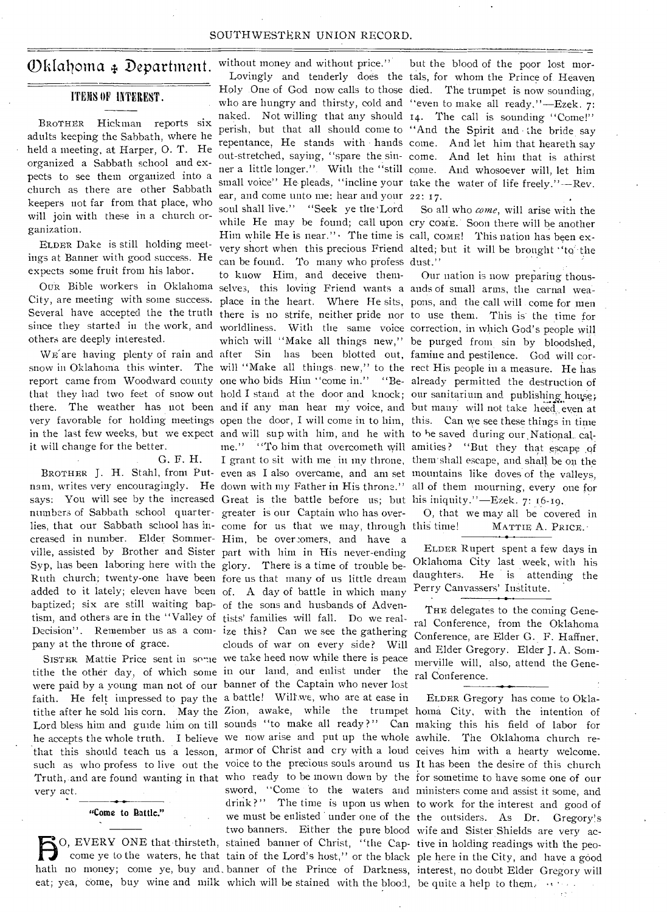# Oklahoma Department.

## ITEMS OF INTEREST.

BROTHER Hickman reports six adults keeping the Sabbath, where he held a meeting, at Harper, O. T. He organized a Sabbath school and expects to see them organized into a church as there are other Sabbath keepers not far from that place, who will join with these in a church organization.

ELDER Dake is still holding meetings at Banner with good success. He expects some fruit from his labor.

OUR Bible workers in Oklahoma City, are meeting with some success. Several have accepted the the truth since they started in the work, and others are deeply interested.

WE are having plenty of rain and snow in Oklahoma this winter. The report came from Woodward county that they had two feet of snow out there. The weather has not been very favorable for holding meetings in the last few weeks, but we expect it will change for the better.

G. F. H.

BROTHER J. H. Stahl, from Putnam, writes very encouragingly. He says: You will see by the increased numbers of Sabbath school quarterlies, that our Sabbath school has increased in number. Elder Sommerville, assisted by Brother and Sister Syp, has been laboring here with the Ruth church; twenty-one have been added to it lately; eleven have been baptized; six are still waiting baptism, and others are in the "Valley of Decision". Remember us as a company at the throne of grace.

SISTER Mattie Price sent in some tithe the other day, of which some were paid by a young man not of our faith. He felt impressed to pay the tithe after he sold his corn. May the Lord bless him and guide him on till he accepts the whole truth. I believe that this should teach us a lesson, such as who profess to live out the Truth, and are found wanting in that very act.

## "Come to Battle."

HO, EVERY ONE that thirsteth, come ye to the waters, he that hath no money; come ye, buy and eat; yea, come, buy wine and milk without money and without price."

Lovingly and tenderly does the Holy One of God now calls to those who are hungry and thirsty, cold and naked. Not willing that any should perish, but that all should come to repentance, He stands with hands out-stretched, saying, "spare the sinner a little longer." With the "still small voice" He pleads, "incline your ear, and come unto me: hear and your soul shall live." "Seek ye the Lord while He may be found; call upon Him while He is near." The time is very short when this precious Friend can be found. To many who profess to know Him, and deceive themselves, this loving Friend wants a place in the heart. Where He sits, there is no strife, neither pride nor worldliness. With the same voice which will "Make all things new," after Sin has been blotted out, will "Make all things new," to the one who bids Him "come in." "Behold I stand at the door and knock; and if any man hear my voice, and open the door, I will come in to him, and will sup with him, and he with me." "To him that overcometh will I grant to sit with me in my throne, even as I also overcame, and am set down with my Father in His throne." Great is the battle before us; but greater is our Captain who has overcome for us that we may, through Him, be overcomers, and have a part with him in His never-ending glory. There is a time of trouble before us that many of us little dream of. A day of battle in which many of the sons and husbands of Adventists' families will fall. Do we realize this? Can we see the gathering clouds of war on every side? Will we take heed now while there is peace in our land, and enlist under the banner of the Captain who never lost a battle! Will we, who are at ease in Zion, awake, while the trumpet sounds "to make all ready?" Can we now arise and put up the whole armor of Christ and cry with a loud voice to the precious souls around us who ready to be mown down by the sword, "Come to the waters and drink?" The time is upon us when we must be enlisted under one of the two banners. Either the pure blood stained banner of Christ, "the Captain of the Lord's host," or the black banner of the Prince of Darkness, which will be stained with the blood, but the blood of the poor lost mortals, for whom the Prince of Heaven died. The trumpet is now sounding, "even to make all ready."—Ezek. 7: 14. The call is sounding "Come!" "And the Spirit and the bride say come. And let him that heareth say come. And let him that is athirst come. And whosoever will, let him take the water of life freely."—Rev. 22: 17.

So all who *come*, will arise with the cry COME. Soon there will be another call, COME! This nation has been exalted; but it will be brought "to the dust."

Our nation is now preparing thousands of small arms, the carnal weapons, and the call will come for men to use them. This is the time for correction, in which God's people will be purged from sin by bloodshed, famine and pestilence. God will correct His people in a measure. He has already permitted the destruction of our sanitarium and publishing house; but many will not take heed even at this. Can we see these things in time to be saved during our National calamities? "But they that escape of them shall escape, and shall be on the mountains like doves of the valleys, all of them mourning, every one for his iniquity."—Ezek. 7: 16-19.

O, that we may all be covered in this time!

MATTIE A. PRICE.

---

ELDER Rupert spent a few days in Oklahoma City last week, with his daughters. He is attending the Perry Canvassers' Institute.

---

THE delegates to the coming General Conference, from the Oklahoma Conference, are Elder G. F. Haffner, and Elder Gregory. Elder J. A. Sommerville will, also, attend the General Conference.

---

ELDER Gregory has come to Oklahoma City, with the intention of making this his field of labor for awhile. The Oklahoma church receives him with a hearty welcome. It has been the desire of this church for sometime to have some one of our ministers come and assist it some, and to work for the interest and good of the outsiders. As Dr. Gregory's wife and Sister Shields are very active in holding readings with the people here in the City, and have a good interest, no doubt Elder Gregory will be quite a help to them.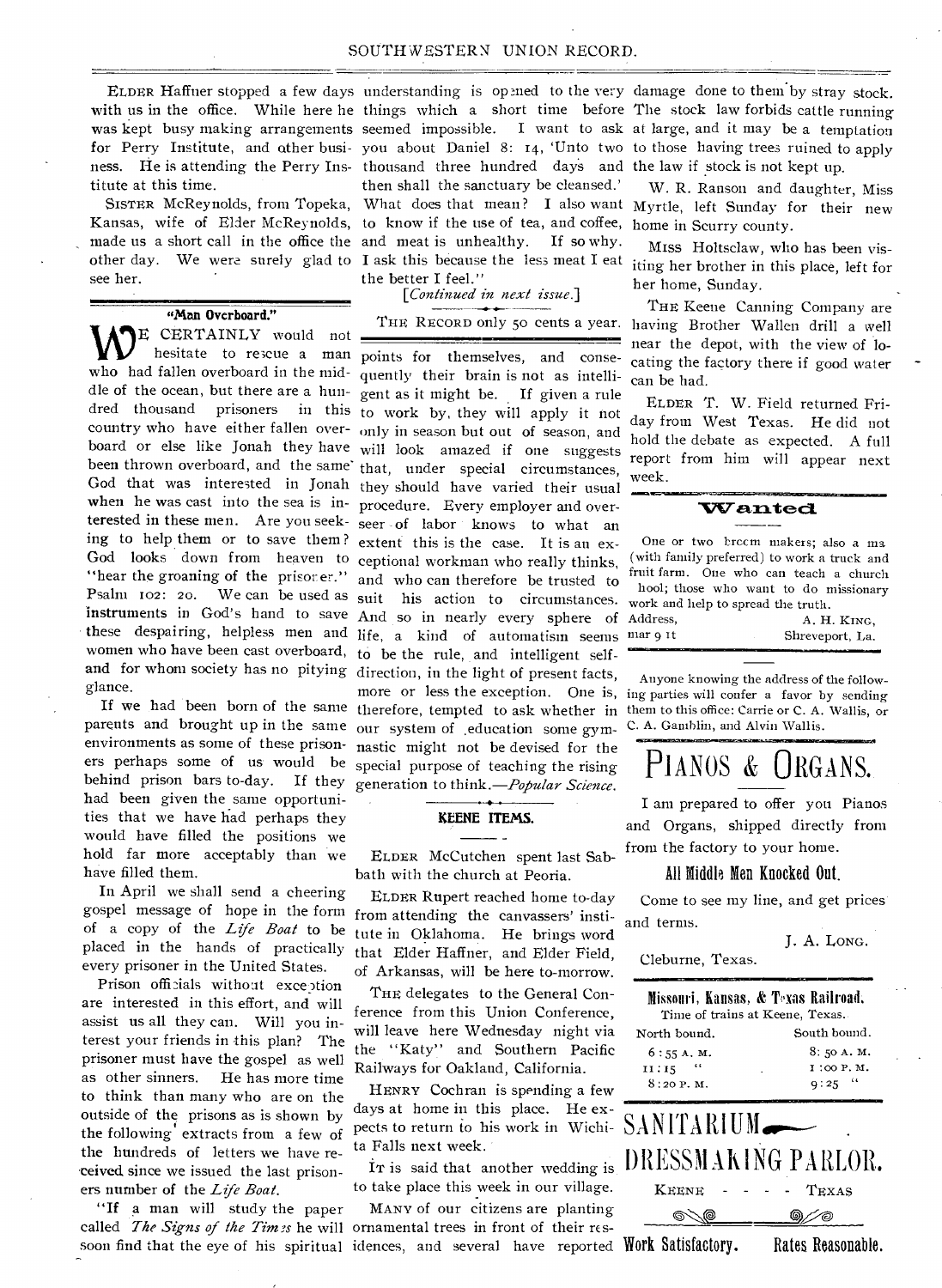ELDER Haffner stopped a few days with us in the office. While here he was kept busy making arrangements for Perry Institute, and other business. He is attending the Perry Institute at this time.

SISTER McReynolds, from Topeka, Kansas, wife of Elder McReynolds, made us a short call in the office the other day. We were surely glad to see her.

## "Man Overboard."

WE CERTAINLY would not hesitate to rescue a man who had fallen overboard in the middle of the ocean, but there are a hundred thousand prisoners in this country who have either fallen overboard or else like Jonah they have been thrown overboard, and the same God that was interested in Jonah when he was cast into the sea is interested in these men. Are you seeking to help them or to save them? God looks down from heaven to "hear the groaning of the prisoner." Psalm 102: 20. We can be used as instruments in God's hand to save these despairing, helpless men and women who have been cast overboard, and for whom society has no pitying glance.

If we had been born of the same parents and brought up in the same environments as some of these prisoners perhaps some of us would be behind prison bars to-day. If they had been given the same opportunities that we have had perhaps they would have filled the positions we hold far more acceptably than we have filled them.

In April we shall send a cheering gospel message of hope in the form of a copy of the *Life Boat* to be placed in the hands of practically every prisoner in the United States.

Prison officials without exception are interested in this effort, and will assist us all they can. Will you interest your friends in this plan? The prisoner must have the gospel as well as other sinners. He has more time to think than many who are on the outside of the prisons as is shown by the following extracts from a few of the hundreds of letters we have received since we issued the last prisoners number of the *Life Boat*.

"If a man will study the paper called *The Signs of the Times* he will soon find that the eye of his spiritual understanding is opened to the very things which a short time before seemed impossible. I want to ask you about Daniel 8: 14, 'Unto two thousand three hundred days and then shall the sanctuary be cleansed.' What does that mean? I also want to know if the use of tea, and coffee, and meat is unhealthy. If so why. I ask this because the less meat I eat the better I feel."

[*Continued in next issue.*]

THE RECORD only 50 cents a year.

points for themselves, and consequently their brain is not as intelligent as it might be. If given a rule to work by, they will apply it not only in season but out of season, and will look amazed if one suggests that, under special circumstances, they should have varied their usual procedure. Every employer and overseer of labor knows to what an extent this is the case. It is an exceptional workman who really thinks, and who can therefore be trusted to suit his action to circumstances. And so in nearly every sphere of life, a kind of automatism seems to be the rule, and intelligent self-direction, in the light of present facts, more or less the exception. One is, therefore, tempted to ask whether in our system of education some gymnastic might not be devised for the special purpose of teaching the rising generation to think.—*Popular Science.*

## KEENE ITEMS.

ELDER McCutchen spent last Sabbath with the church at Peoria.

ELDER Rupert reached home to-day from attending the canvassers' institute in Oklahoma. He brings word that Elder Haffner, and Elder Field, of Arkansas, will be here to-morrow.

THE delegates to the General Conference from this Union Conference, will leave here Wednesday night via the "Katy" and Southern Pacific Railways for Oakland, California.

HENRY Cochran is spending a few days at home in this place. He expects to return to his work in Wichita Falls next week.

IT is said that another wedding is to take place this week in our village.

MANY of our citizens are planting ornamental trees in front of their residences, and several have reported damage done to them by stray stock. The stock law forbids cattle running at large, and it may be a temptation to those having trees ruined to apply the law if stock is not kept up.

W. R. Ranson and daughter, Miss Myrtle, left Sunday for their new home in Scurry county.

MISS Holtsclaw, who has been visiting her brother in this place, left for her home, Sunday.

THE Keene Canning Company are having Brother Wallen drill a well near the depot, with the view of locating the factory there if good water can be had.

ELDER T. W. Field returned Friday from West Texas. He did not hold the debate as expected. A full report from him will appear next week.

## Wanted

One or two broom makers; also a man (with family preferred) to work a truck and fruit farm. One who can teach a church school; those who want to do missionary work and help to spread the truth.

Address, A. H. KING,
mar 9 1t Shreveport, La.

Anyone knowing the address of the following parties will confer a favor by sending them to this office: Carrie or C. A. Wallis, or C. A. Gamblin, and Alvin Wallis.

# PIANOS & ORGANS.

I am prepared to offer you Pianos and Organs, shipped directly from the factory to your home.

### All Middle Men Knocked Out.

Come to see my line, and get prices and terms.

J. A. LONG.

Cleburne, Texas.

### Missouri, Kansas, & Texas Railroad.

Time of trains at Keene, Texas.

| North bound. | South bound. |
|---|---|
| 6:55 A. M. | 8:50 A. M. |
| 11:15 " | 1:00 P. M. |
| 8:20 P. M. | 9:25 " |

# SANITARIUM DRESSMAKING PARLOR.

KEENE - - - - TEXAS

**Work Satisfactory. Rates Reasonable.**